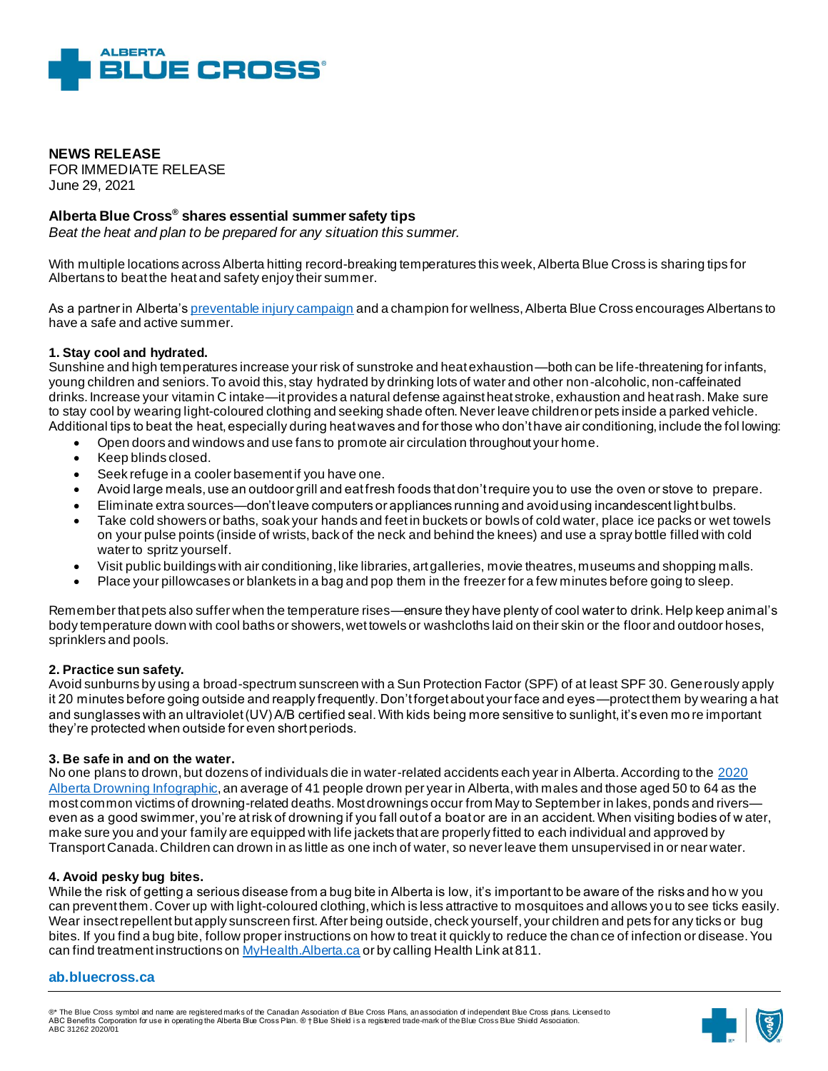ALBERTA BLUE CROSS®

**NEWS RELEASE**
FOR IMMEDIATE RELEASE
June 29, 2021

## Alberta Blue Cross® shares essential summer safety tips

*Beat the heat and plan to be prepared for any situation this summer.*

With multiple locations across Alberta hitting record-breaking temperatures this week, Alberta Blue Cross is sharing tips for Albertans to beat the heat and safety enjoy their summer.

As a partner in Alberta's preventable injury campaign and a champion for wellness, Alberta Blue Cross encourages Albertans to have a safe and active summer.

### 1. Stay cool and hydrated.

Sunshine and high temperatures increase your risk of sunstroke and heat exhaustion—both can be life-threatening for infants, young children and seniors. To avoid this, stay hydrated by drinking lots of water and other non-alcoholic, non-caffeinated drinks. Increase your vitamin C intake—it provides a natural defense against heat stroke, exhaustion and heat rash. Make sure to stay cool by wearing light-coloured clothing and seeking shade often. Never leave children or pets inside a parked vehicle. Additional tips to beat the heat, especially during heat waves and for those who don't have air conditioning, include the following:

- Open doors and windows and use fans to promote air circulation throughout your home.
- Keep blinds closed.
- Seek refuge in a cooler basement if you have one.
- Avoid large meals, use an outdoor grill and eat fresh foods that don't require you to use the oven or stove to prepare.
- Eliminate extra sources—don't leave computers or appliances running and avoid using incandescent light bulbs.
- Take cold showers or baths, soak your hands and feet in buckets or bowls of cold water, place ice packs or wet towels on your pulse points (inside of wrists, back of the neck and behind the knees) and use a spray bottle filled with cold water to spritz yourself.
- Visit public buildings with air conditioning, like libraries, art galleries, movie theatres, museums and shopping malls.
- Place your pillowcases or blankets in a bag and pop them in the freezer for a few minutes before going to sleep.

Remember that pets also suffer when the temperature rises—ensure they have plenty of cool water to drink. Help keep animal's body temperature down with cool baths or showers, wet towels or washcloths laid on their skin or the floor and outdoor hoses, sprinklers and pools.

### 2. Practice sun safety.

Avoid sunburns by using a broad-spectrum sunscreen with a Sun Protection Factor (SPF) of at least SPF 30. Generously apply it 20 minutes before going outside and reapply frequently. Don't forget about your face and eyes—protect them by wearing a hat and sunglasses with an ultraviolet (UV) A/B certified seal. With kids being more sensitive to sunlight, it's even more important they're protected when outside for even short periods.

### 3. Be safe in and on the water.

No one plans to drown, but dozens of individuals die in water-related accidents each year in Alberta. According to the 2020 Alberta Drowning Infographic, an average of 41 people drown per year in Alberta, with males and those aged 50 to 64 as the most common victims of drowning-related deaths. Most drownings occur from May to September in lakes, ponds and rivers—even as a good swimmer, you're at risk of drowning if you fall out of a boat or are in an accident. When visiting bodies of water, make sure you and your family are equipped with life jackets that are properly fitted to each individual and approved by Transport Canada. Children can drown in as little as one inch of water, so never leave them unsupervised in or near water.

### 4. Avoid pesky bug bites.

While the risk of getting a serious disease from a bug bite in Alberta is low, it's important to be aware of the risks and how you can prevent them. Cover up with light-coloured clothing, which is less attractive to mosquitoes and allows you to see ticks easily. Wear insect repellent but apply sunscreen first. After being outside, check yourself, your children and pets for any ticks or bug bites. If you find a bug bite, follow proper instructions on how to treat it quickly to reduce the chance of infection or disease. You can find treatment instructions on MyHealth.Alberta.ca or by calling Health Link at 811.

**ab.bluecross.ca**

®* The Blue Cross symbol and name are registered marks of the Canadian Association of Blue Cross Plans, an association of independent Blue Cross plans. Licensed to ABC Benefits Corporation for use in operating the Alberta Blue Cross Plan. ® † Blue Shield is a registered trade-mark of the Blue Cross Blue Shield Association.
ABC 31262 2020/01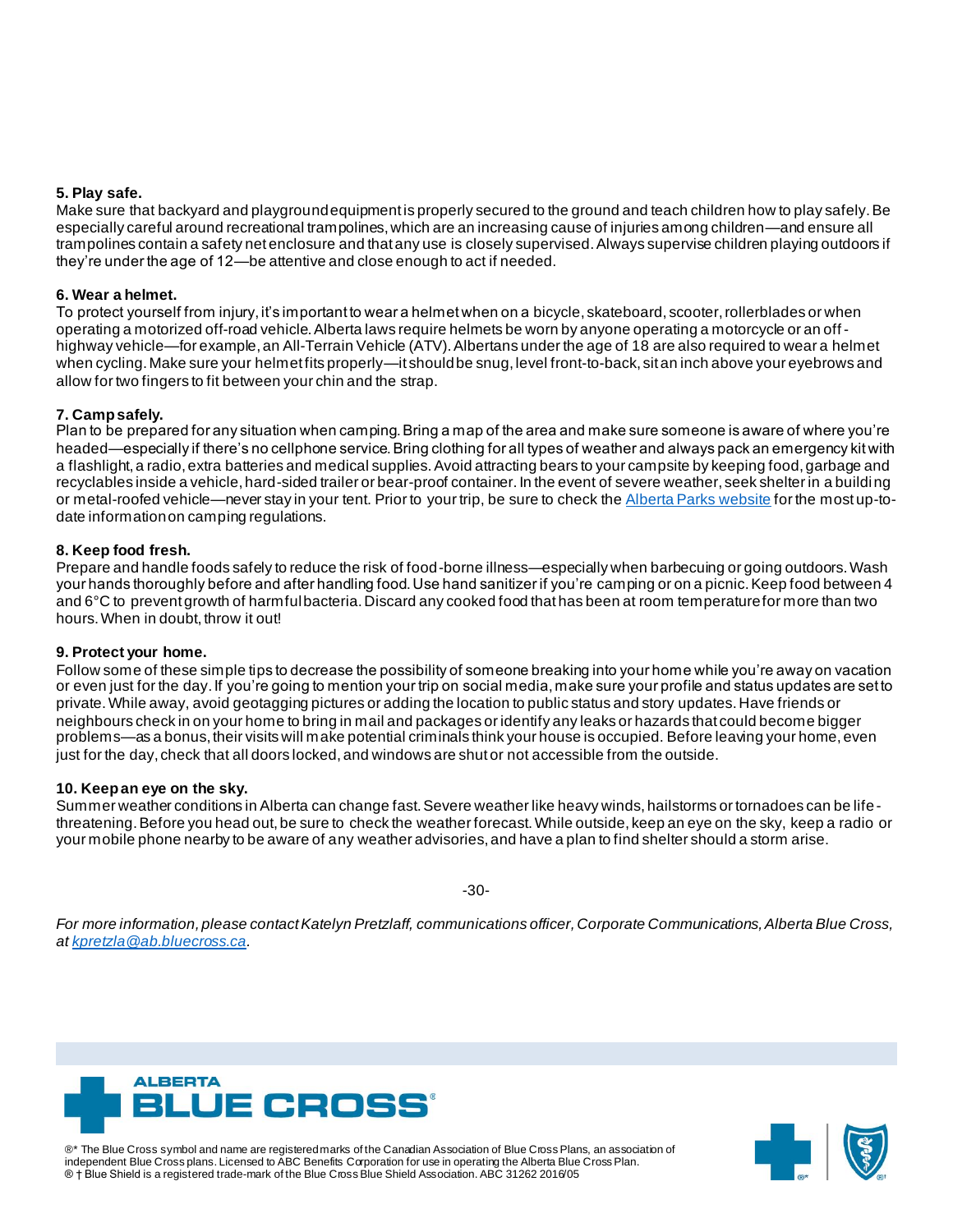**5. Play safe.**
Make sure that backyard and playground equipment is properly secured to the ground and teach children how to play safely. Be especially careful around recreational trampolines, which are an increasing cause of injuries among children—and ensure all trampolines contain a safety net enclosure and that any use is closely supervised. Always supervise children playing outdoors if they're under the age of 12—be attentive and close enough to act if needed.

**6. Wear a helmet.**
To protect yourself from injury, it's important to wear a helmet when on a bicycle, skateboard, scooter, rollerblades or when operating a motorized off-road vehicle. Alberta laws require helmets be worn by anyone operating a motorcycle or an off-highway vehicle—for example, an All-Terrain Vehicle (ATV). Albertans under the age of 18 are also required to wear a helmet when cycling. Make sure your helmet fits properly—it should be snug, level front-to-back, sit an inch above your eyebrows and allow for two fingers to fit between your chin and the strap.

**7. Camp safely.**
Plan to be prepared for any situation when camping. Bring a map of the area and make sure someone is aware of where you're headed—especially if there's no cellphone service. Bring clothing for all types of weather and always pack an emergency kit with a flashlight, a radio, extra batteries and medical supplies. Avoid attracting bears to your campsite by keeping food, garbage and recyclables inside a vehicle, hard-sided trailer or bear-proof container. In the event of severe weather, seek shelter in a building or metal-roofed vehicle—never stay in your tent. Prior to your trip, be sure to check the Alberta Parks website for the most up-to-date information on camping regulations.

**8. Keep food fresh.**
Prepare and handle foods safely to reduce the risk of food-borne illness—especially when barbecuing or going outdoors. Wash your hands thoroughly before and after handling food. Use hand sanitizer if you're camping or on a picnic. Keep food between 4 and 6°C to prevent growth of harmful bacteria. Discard any cooked food that has been at room temperature for more than two hours. When in doubt, throw it out!

**9. Protect your home.**
Follow some of these simple tips to decrease the possibility of someone breaking into your home while you're away on vacation or even just for the day. If you're going to mention your trip on social media, make sure your profile and status updates are set to private. While away, avoid geotagging pictures or adding the location to public status and story updates. Have friends or neighbours check in on your home to bring in mail and packages or identify any leaks or hazards that could become bigger problems—as a bonus, their visits will make potential criminals think your house is occupied. Before leaving your home, even just for the day, check that all doors locked, and windows are shut or not accessible from the outside.

**10. Keep an eye on the sky.**
Summer weather conditions in Alberta can change fast. Severe weather like heavy winds, hailstorms or tornadoes can be life-threatening. Before you head out, be sure to check the weather forecast. While outside, keep an eye on the sky, keep a radio or your mobile phone nearby to be aware of any weather advisories, and have a plan to find shelter should a storm arise.

-30-

*For more information, please contact Katelyn Pretzlaff, communications officer, Corporate Communications, Alberta Blue Cross, at kpretzla@ab.bluecross.ca.*

ALBERTA BLUE CROSS®

®* The Blue Cross symbol and name are registered marks of the Canadian Association of Blue Cross Plans, an association of independent Blue Cross plans. Licensed to ABC Benefits Corporation for use in operating the Alberta Blue Cross Plan. ® † Blue Shield is a registered trade-mark of the Blue Cross Blue Shield Association. ABC 31262 2016/05